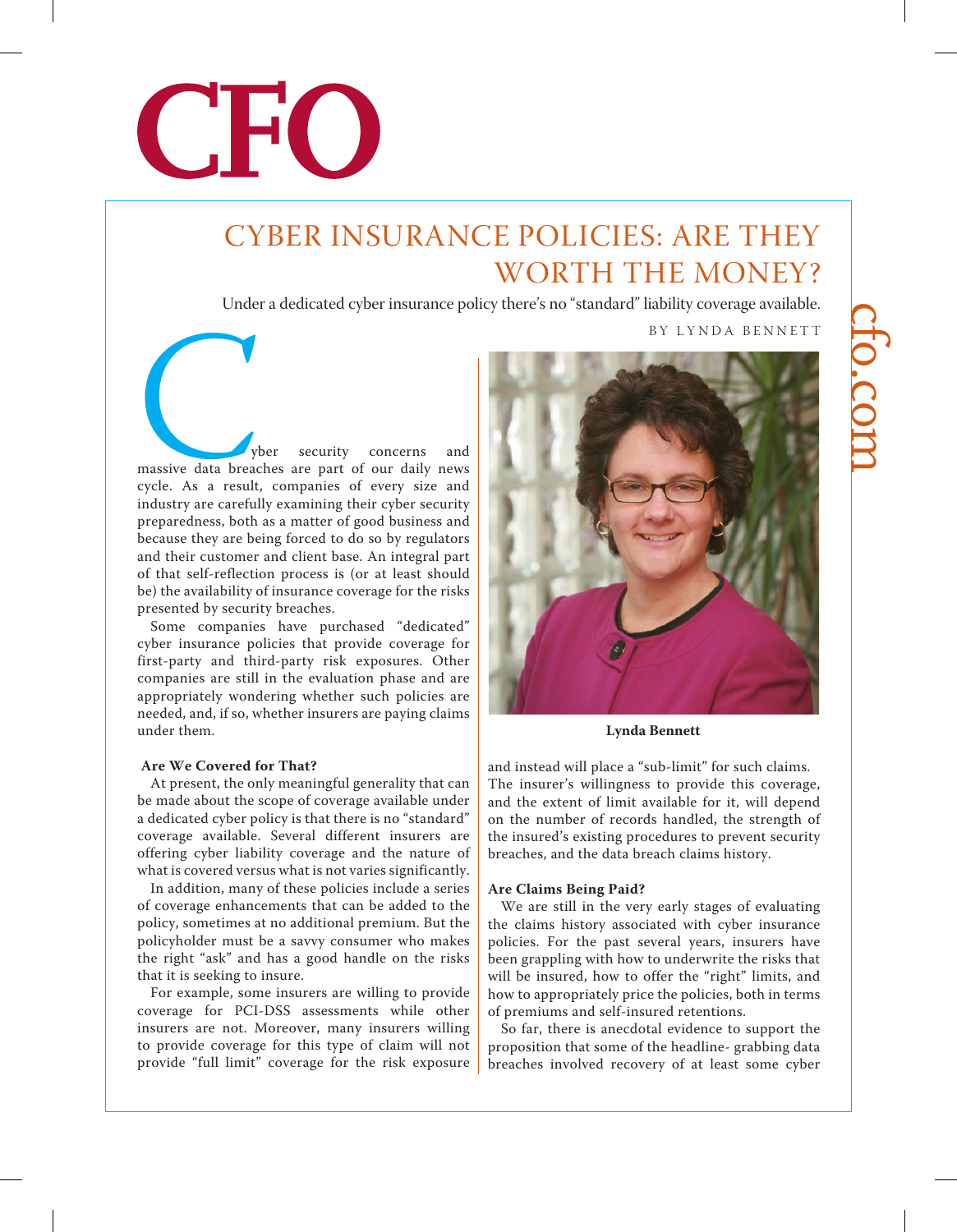# CFO

## CYBER INSURANCE POLICIES: ARE THEY WORTH THE MONEY?

Under a dedicated cyber insurance policy there's no "standard" liability coverage available.

BY LYNDA BENNETT

Cyber security concerns and massive data breaches are part of our daily news cycle. As a result, companies of every size and industry are carefully examining their cyber security preparedness, both as a matter of good business and because they are being forced to do so by regulators and their customer and client base. An integral part of that self-reflection process is (or at least should be) the availability of insurance coverage for the risks presented by security breaches.

Some companies have purchased "dedicated" cyber insurance policies that provide coverage for first-party and third-party risk exposures. Other companies are still in the evaluation phase and are appropriately wondering whether such policies are needed, and, if so, whether insurers are paying claims under them.

Lynda Bennett

### Are We Covered for That?

At present, the only meaningful generality that can be made about the scope of coverage available under a dedicated cyber policy is that there is no "standard" coverage available. Several different insurers are offering cyber liability coverage and the nature of what is covered versus what is not varies significantly.

In addition, many of these policies include a series of coverage enhancements that can be added to the policy, sometimes at no additional premium. But the policyholder must be a savvy consumer who makes the right "ask" and has a good handle on the risks that it is seeking to insure.

For example, some insurers are willing to provide coverage for PCI-DSS assessments while other insurers are not. Moreover, many insurers willing to provide coverage for this type of claim will not provide "full limit" coverage for the risk exposure and instead will place a "sub-limit" for such claims. The insurer's willingness to provide this coverage, and the extent of limit available for it, will depend on the number of records handled, the strength of the insured's existing procedures to prevent security breaches, and the data breach claims history.

### Are Claims Being Paid?

We are still in the very early stages of evaluating the claims history associated with cyber insurance policies. For the past several years, insurers have been grappling with how to underwrite the risks that will be insured, how to offer the "right" limits, and how to appropriately price the policies, both in terms of premiums and self-insured retentions.

So far, there is anecdotal evidence to support the proposition that some of the headline- grabbing data breaches involved recovery of at least some cyber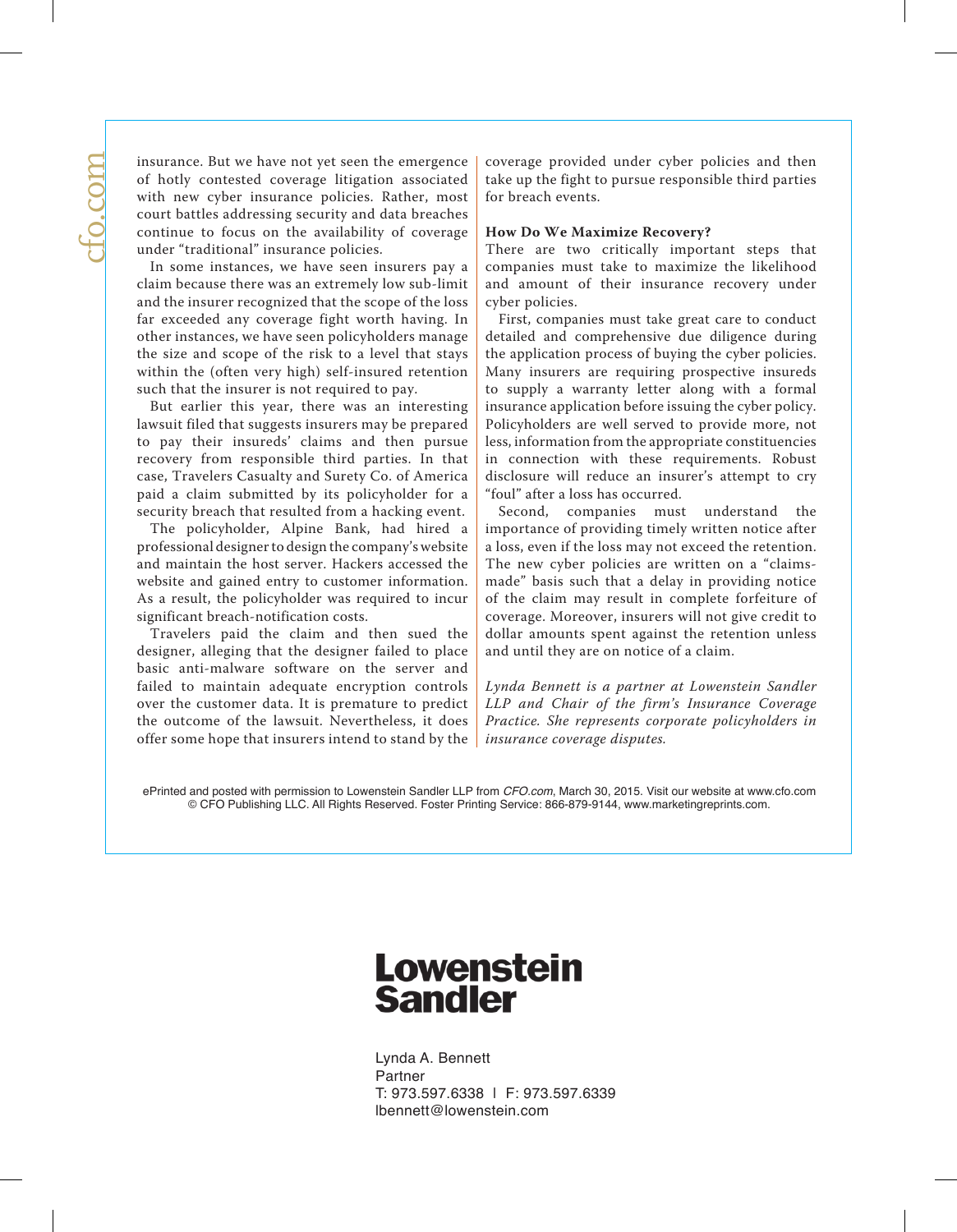insurance. But we have not yet seen the emergence of hotly contested coverage litigation associated with new cyber insurance policies. Rather, most court battles addressing security and data breaches continue to focus on the availability of coverage under "traditional" insurance policies.

In some instances, we have seen insurers pay a claim because there was an extremely low sub-limit and the insurer recognized that the scope of the loss far exceeded any coverage fight worth having. In other instances, we have seen policyholders manage the size and scope of the risk to a level that stays within the (often very high) self-insured retention such that the insurer is not required to pay.

But earlier this year, there was an interesting lawsuit filed that suggests insurers may be prepared to pay their insureds' claims and then pursue recovery from responsible third parties. In that case, Travelers Casualty and Surety Co. of America paid a claim submitted by its policyholder for a security breach that resulted from a hacking event.

The policyholder, Alpine Bank, had hired a professional designer to design the company's website and maintain the host server. Hackers accessed the website and gained entry to customer information. As a result, the policyholder was required to incur significant breach-notification costs.

Travelers paid the claim and then sued the designer, alleging that the designer failed to place basic anti-malware software on the server and failed to maintain adequate encryption controls over the customer data. It is premature to predict the outcome of the lawsuit. Nevertheless, it does offer some hope that insurers intend to stand by the coverage provided under cyber policies and then take up the fight to pursue responsible third parties for breach events.

**How Do We Maximize Recovery?**

There are two critically important steps that companies must take to maximize the likelihood and amount of their insurance recovery under cyber policies.

First, companies must take great care to conduct detailed and comprehensive due diligence during the application process of buying the cyber policies. Many insurers are requiring prospective insureds to supply a warranty letter along with a formal insurance application before issuing the cyber policy. Policyholders are well served to provide more, not less, information from the appropriate constituencies in connection with these requirements. Robust disclosure will reduce an insurer's attempt to cry "foul" after a loss has occurred.

Second, companies must understand the importance of providing timely written notice after a loss, even if the loss may not exceed the retention. The new cyber policies are written on a "claims-made" basis such that a delay in providing notice of the claim may result in complete forfeiture of coverage. Moreover, insurers will not give credit to dollar amounts spent against the retention unless and until they are on notice of a claim.

*Lynda Bennett is a partner at Lowenstein Sandler LLP and Chair of the firm's Insurance Coverage Practice. She represents corporate policyholders in insurance coverage disputes.*

ePrinted and posted with permission to Lowenstein Sandler LLP from *CFO.com*, March 30, 2015. Visit our website at www.cfo.com
© CFO Publishing LLC. All Rights Reserved. Foster Printing Service: 866-879-9144, www.marketingreprints.com.

**Lowenstein Sandler**

Lynda A. Bennett
Partner
T: 973.597.6338 | F: 973.597.6339
lbennett@lowenstein.com